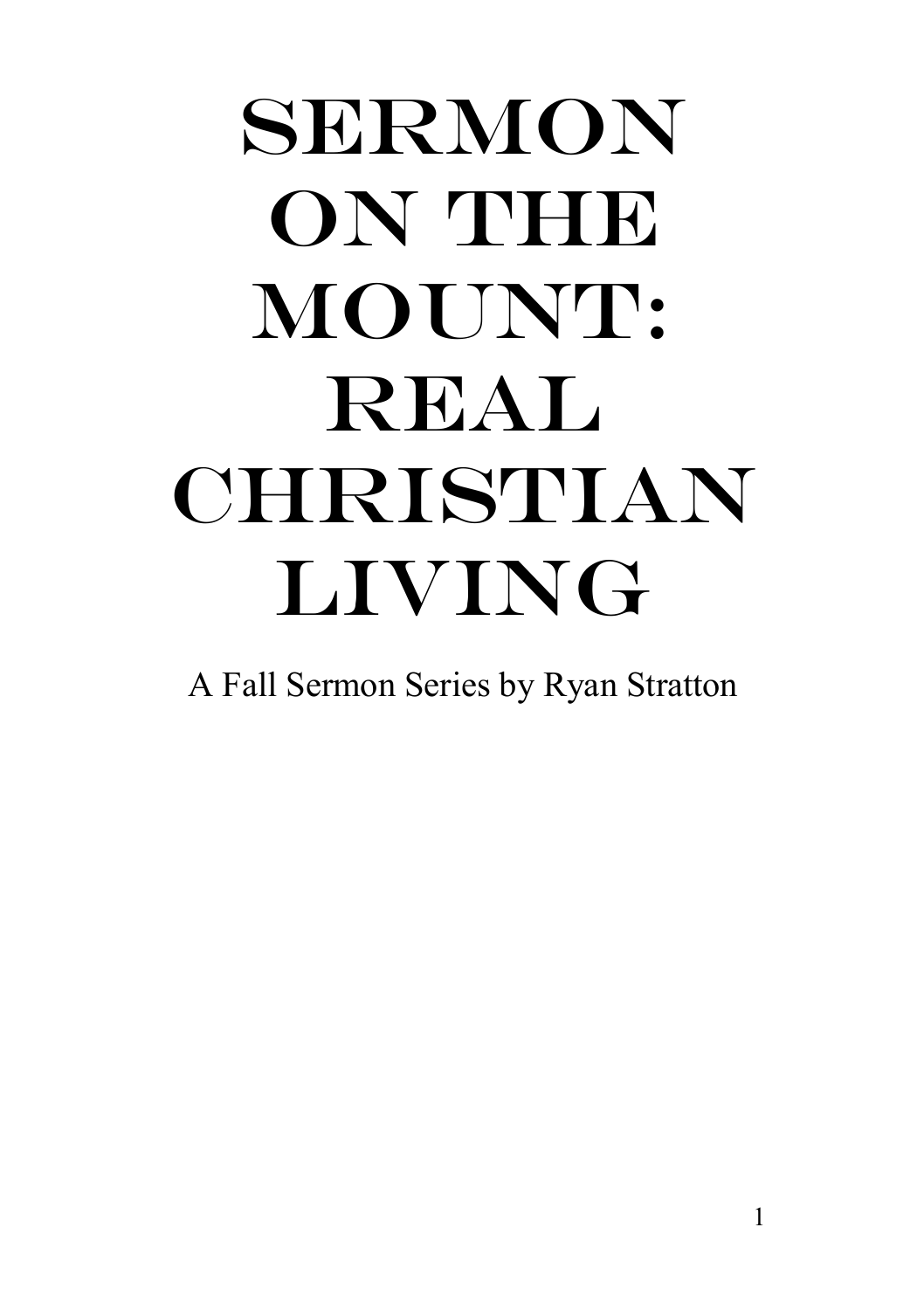# Sermon on the Mount: Real Christian Living

A Fall Sermon Series by Ryan Stratton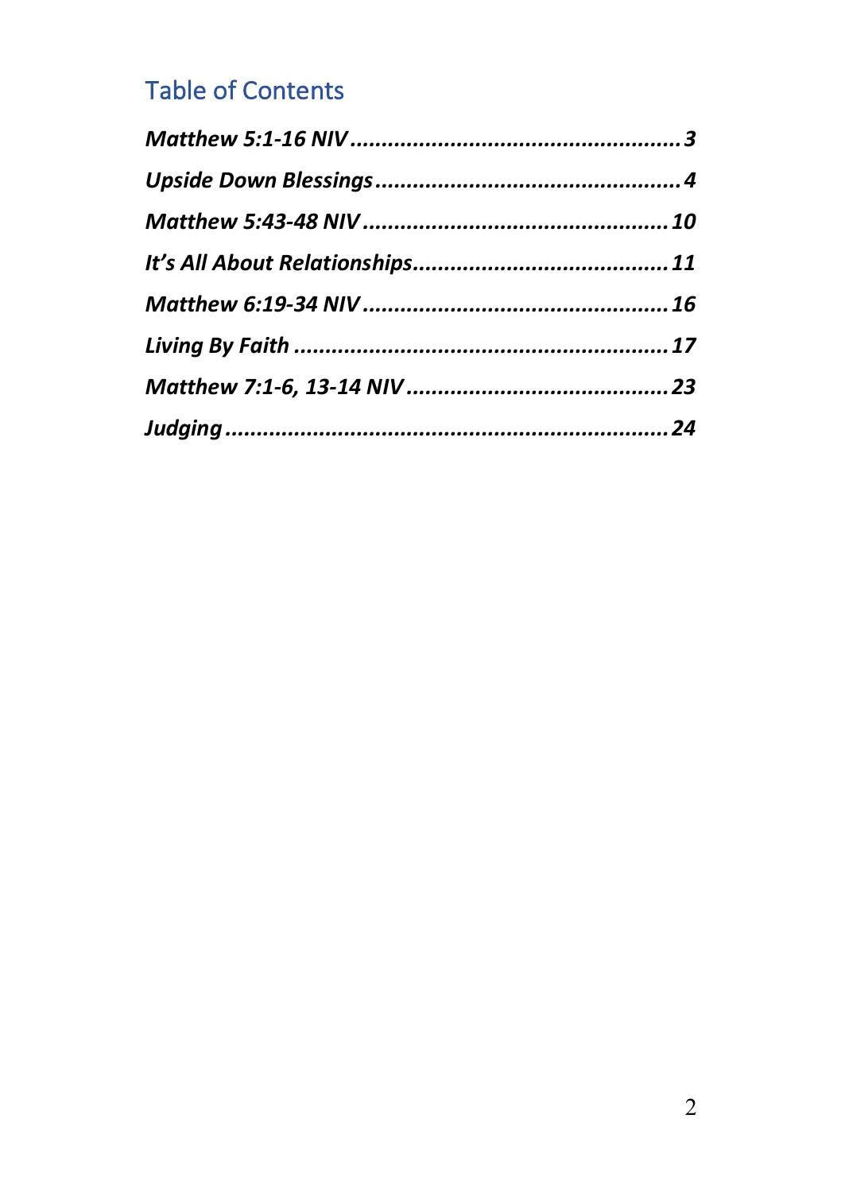## Table of Contents

***Matthew 5:1-16 NIV*** .................................................... **3**

***Upside Down Blessings*** ................................................ **4**

***Matthew 5:43-48 NIV*** ................................................ **10**

***It's All About Relationships*** ........................................ **11**

***Matthew 6:19-34 NIV*** ................................................ **16**

***Living By Faith*** .......................................................... **17**

***Matthew 7:1-6, 13-14 NIV*** ......................................... **23**

***Judging*** ..................................................................... **24**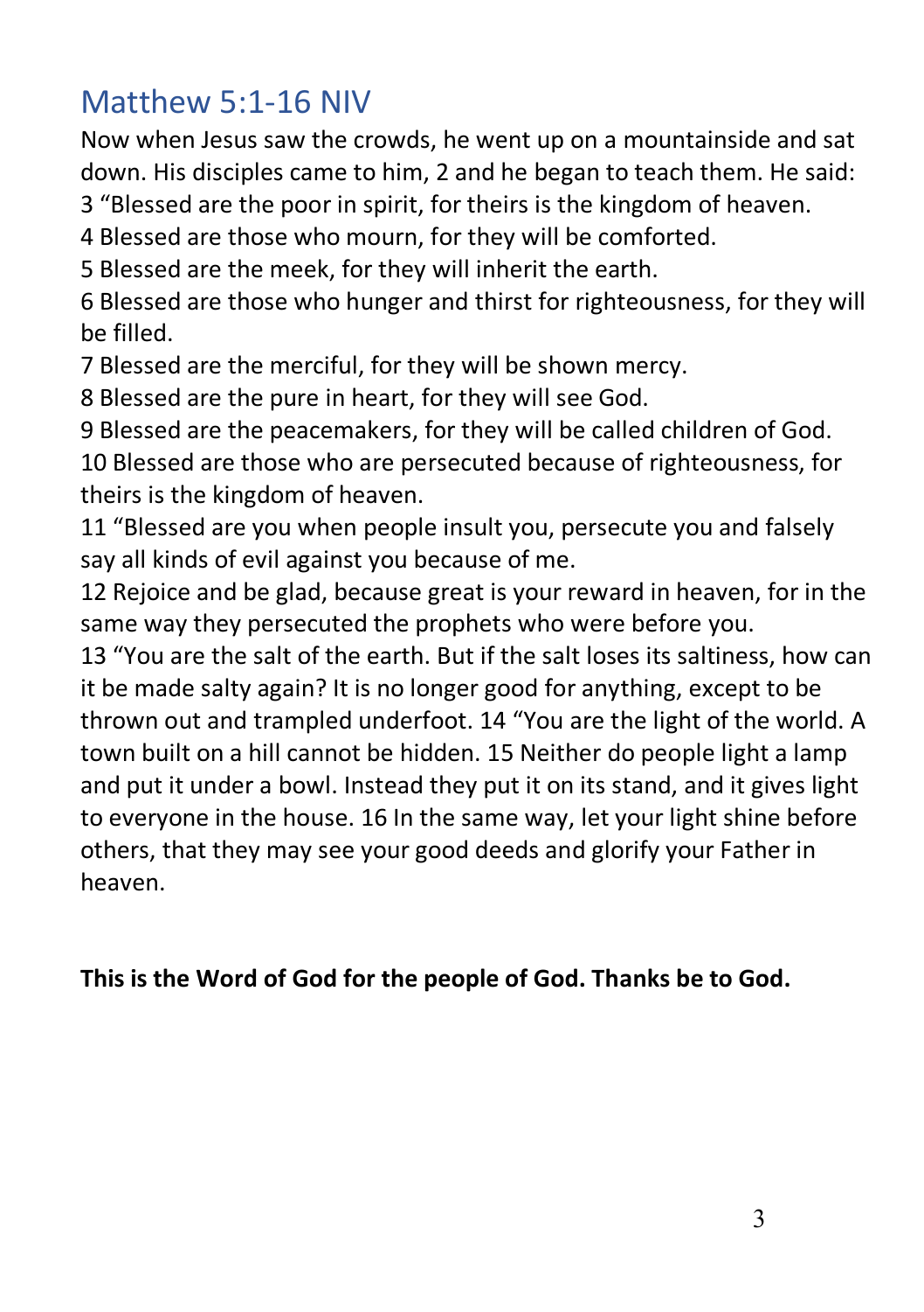## Matthew 5:1-16 NIV

Now when Jesus saw the crowds, he went up on a mountainside and sat down. His disciples came to him, 2 and he began to teach them. He said:
3 "Blessed are the poor in spirit, for theirs is the kingdom of heaven.
4 Blessed are those who mourn, for they will be comforted.
5 Blessed are the meek, for they will inherit the earth.
6 Blessed are those who hunger and thirst for righteousness, for they will be filled.
7 Blessed are the merciful, for they will be shown mercy.
8 Blessed are the pure in heart, for they will see God.
9 Blessed are the peacemakers, for they will be called children of God.
10 Blessed are those who are persecuted because of righteousness, for theirs is the kingdom of heaven.
11 "Blessed are you when people insult you, persecute you and falsely say all kinds of evil against you because of me.
12 Rejoice and be glad, because great is your reward in heaven, for in the same way they persecuted the prophets who were before you.
13 "You are the salt of the earth. But if the salt loses its saltiness, how can it be made salty again? It is no longer good for anything, except to be thrown out and trampled underfoot. 14 "You are the light of the world. A town built on a hill cannot be hidden. 15 Neither do people light a lamp and put it under a bowl. Instead they put it on its stand, and it gives light to everyone in the house. 16 In the same way, let your light shine before others, that they may see your good deeds and glorify your Father in heaven.

**This is the Word of God for the people of God. Thanks be to God.**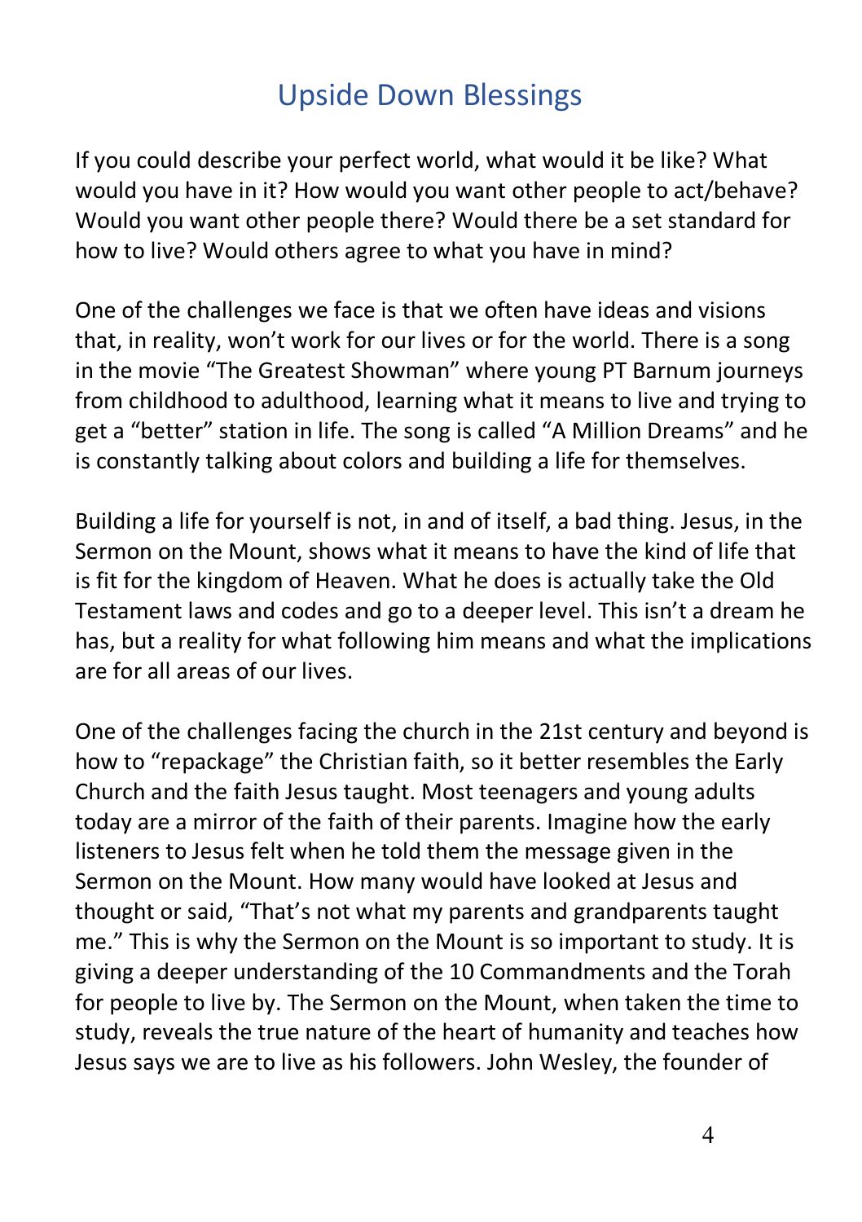# Upside Down Blessings

If you could describe your perfect world, what would it be like? What would you have in it? How would you want other people to act/behave? Would you want other people there? Would there be a set standard for how to live? Would others agree to what you have in mind?

One of the challenges we face is that we often have ideas and visions that, in reality, won't work for our lives or for the world. There is a song in the movie "The Greatest Showman" where young PT Barnum journeys from childhood to adulthood, learning what it means to live and trying to get a "better" station in life. The song is called "A Million Dreams" and he is constantly talking about colors and building a life for themselves.

Building a life for yourself is not, in and of itself, a bad thing. Jesus, in the Sermon on the Mount, shows what it means to have the kind of life that is fit for the kingdom of Heaven. What he does is actually take the Old Testament laws and codes and go to a deeper level. This isn't a dream he has, but a reality for what following him means and what the implications are for all areas of our lives.

One of the challenges facing the church in the 21st century and beyond is how to "repackage" the Christian faith, so it better resembles the Early Church and the faith Jesus taught. Most teenagers and young adults today are a mirror of the faith of their parents. Imagine how the early listeners to Jesus felt when he told them the message given in the Sermon on the Mount. How many would have looked at Jesus and thought or said, "That's not what my parents and grandparents taught me." This is why the Sermon on the Mount is so important to study. It is giving a deeper understanding of the 10 Commandments and the Torah for people to live by. The Sermon on the Mount, when taken the time to study, reveals the true nature of the heart of humanity and teaches how Jesus says we are to live as his followers. John Wesley, the founder of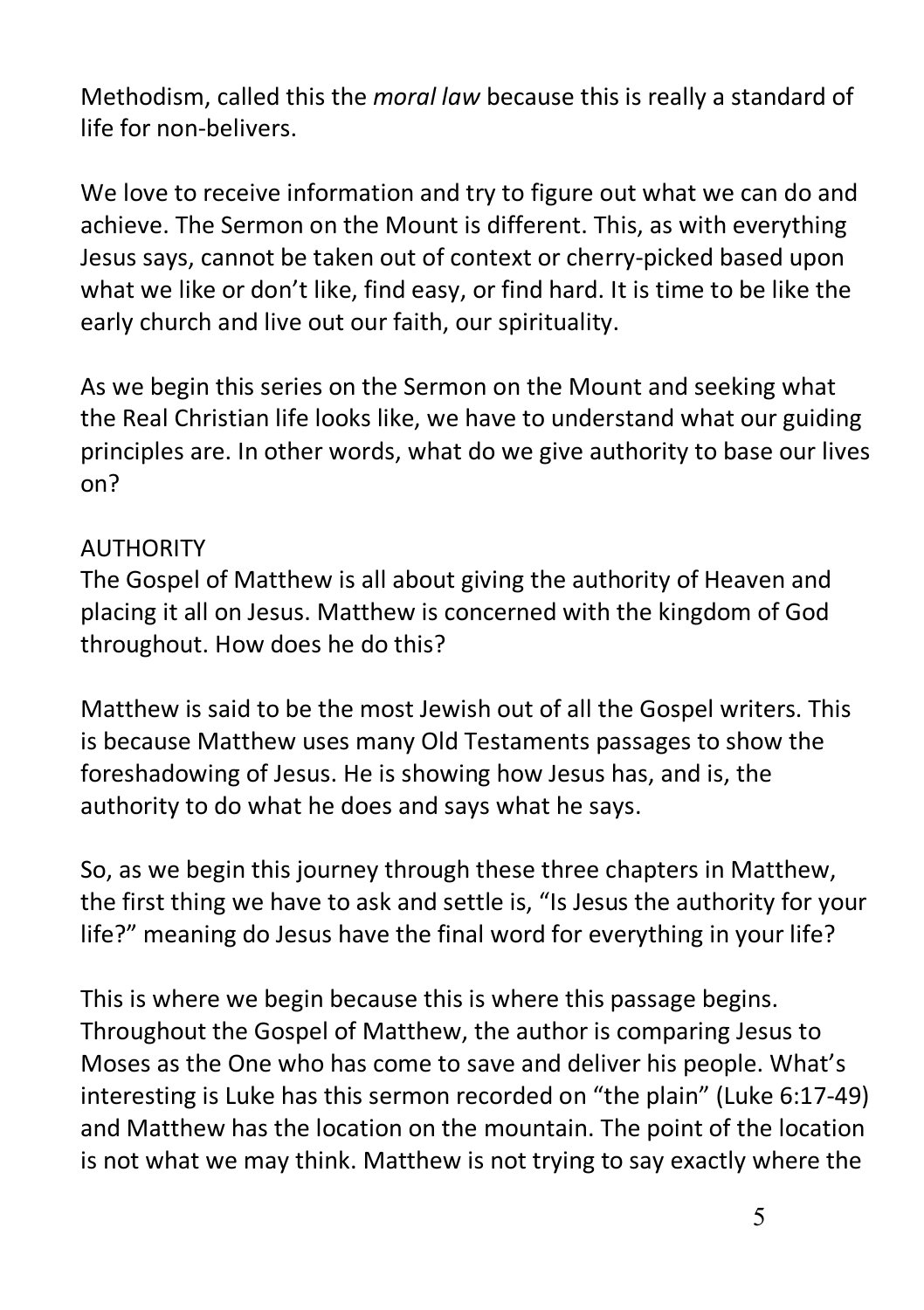Methodism, called this the *moral law* because this is really a standard of life for non-belivers.

We love to receive information and try to figure out what we can do and achieve. The Sermon on the Mount is different. This, as with everything Jesus says, cannot be taken out of context or cherry-picked based upon what we like or don't like, find easy, or find hard. It is time to be like the early church and live out our faith, our spirituality.

As we begin this series on the Sermon on the Mount and seeking what the Real Christian life looks like, we have to understand what our guiding principles are. In other words, what do we give authority to base our lives on?

AUTHORITY

The Gospel of Matthew is all about giving the authority of Heaven and placing it all on Jesus. Matthew is concerned with the kingdom of God throughout. How does he do this?

Matthew is said to be the most Jewish out of all the Gospel writers. This is because Matthew uses many Old Testaments passages to show the foreshadowing of Jesus. He is showing how Jesus has, and is, the authority to do what he does and says what he says.

So, as we begin this journey through these three chapters in Matthew, the first thing we have to ask and settle is, "Is Jesus the authority for your life?" meaning do Jesus have the final word for everything in your life?

This is where we begin because this is where this passage begins. Throughout the Gospel of Matthew, the author is comparing Jesus to Moses as the One who has come to save and deliver his people. What's interesting is Luke has this sermon recorded on "the plain" (Luke 6:17-49) and Matthew has the location on the mountain. The point of the location is not what we may think. Matthew is not trying to say exactly where the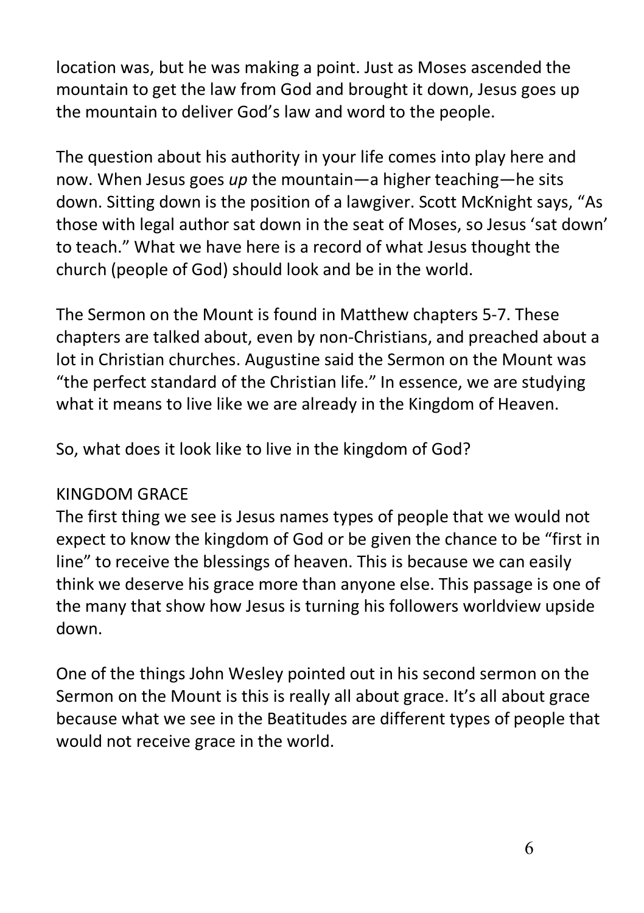location was, but he was making a point. Just as Moses ascended the mountain to get the law from God and brought it down, Jesus goes up the mountain to deliver God's law and word to the people.

The question about his authority in your life comes into play here and now. When Jesus goes *up* the mountain—a higher teaching—he sits down. Sitting down is the position of a lawgiver. Scott McKnight says, "As those with legal author sat down in the seat of Moses, so Jesus 'sat down' to teach." What we have here is a record of what Jesus thought the church (people of God) should look and be in the world.

The Sermon on the Mount is found in Matthew chapters 5-7. These chapters are talked about, even by non-Christians, and preached about a lot in Christian churches. Augustine said the Sermon on the Mount was "the perfect standard of the Christian life." In essence, we are studying what it means to live like we are already in the Kingdom of Heaven.

So, what does it look like to live in the kingdom of God?

KINGDOM GRACE

The first thing we see is Jesus names types of people that we would not expect to know the kingdom of God or be given the chance to be "first in line" to receive the blessings of heaven. This is because we can easily think we deserve his grace more than anyone else. This passage is one of the many that show how Jesus is turning his followers worldview upside down.

One of the things John Wesley pointed out in his second sermon on the Sermon on the Mount is this is really all about grace. It's all about grace because what we see in the Beatitudes are different types of people that would not receive grace in the world.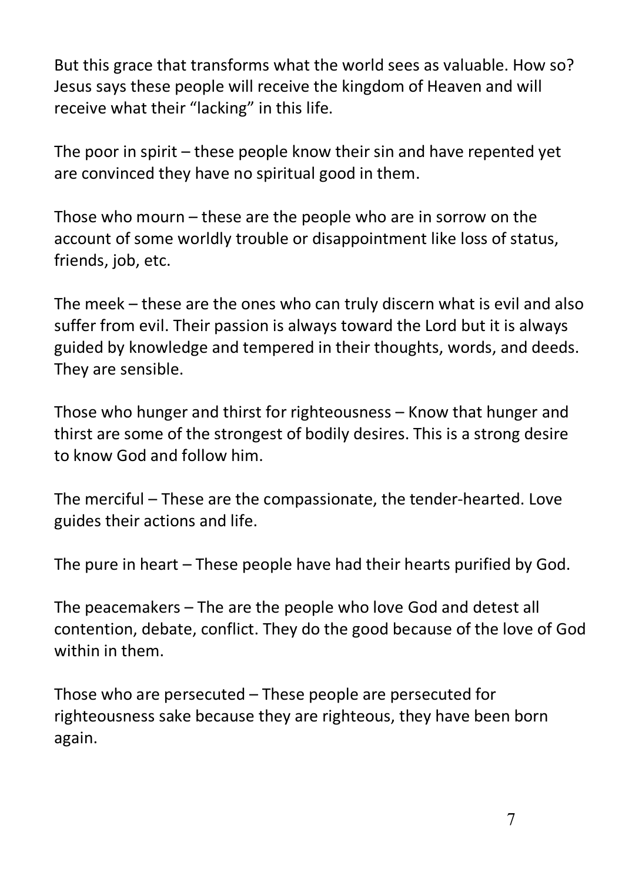But this grace that transforms what the world sees as valuable. How so? Jesus says these people will receive the kingdom of Heaven and will receive what their "lacking" in this life.

The poor in spirit – these people know their sin and have repented yet are convinced they have no spiritual good in them.

Those who mourn – these are the people who are in sorrow on the account of some worldly trouble or disappointment like loss of status, friends, job, etc.

The meek – these are the ones who can truly discern what is evil and also suffer from evil. Their passion is always toward the Lord but it is always guided by knowledge and tempered in their thoughts, words, and deeds. They are sensible.

Those who hunger and thirst for righteousness – Know that hunger and thirst are some of the strongest of bodily desires. This is a strong desire to know God and follow him.

The merciful – These are the compassionate, the tender-hearted. Love guides their actions and life.

The pure in heart – These people have had their hearts purified by God.

The peacemakers – The are the people who love God and detest all contention, debate, conflict. They do the good because of the love of God within in them.

Those who are persecuted – These people are persecuted for righteousness sake because they are righteous, they have been born again.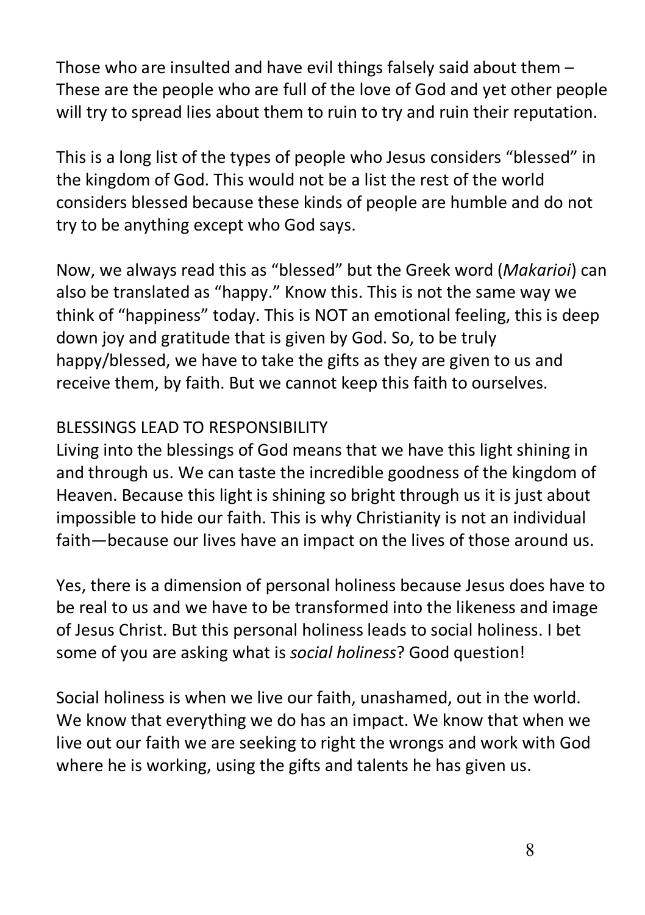Those who are insulted and have evil things falsely said about them – These are the people who are full of the love of God and yet other people will try to spread lies about them to ruin to try and ruin their reputation.

This is a long list of the types of people who Jesus considers "blessed" in the kingdom of God. This would not be a list the rest of the world considers blessed because these kinds of people are humble and do not try to be anything except who God says.

Now, we always read this as "blessed" but the Greek word (*Makarioi*) can also be translated as "happy." Know this. This is not the same way we think of "happiness" today. This is NOT an emotional feeling, this is deep down joy and gratitude that is given by God. So, to be truly happy/blessed, we have to take the gifts as they are given to us and receive them, by faith. But we cannot keep this faith to ourselves.

## BLESSINGS LEAD TO RESPONSIBILITY

Living into the blessings of God means that we have this light shining in and through us. We can taste the incredible goodness of the kingdom of Heaven. Because this light is shining so bright through us it is just about impossible to hide our faith. This is why Christianity is not an individual faith—because our lives have an impact on the lives of those around us.

Yes, there is a dimension of personal holiness because Jesus does have to be real to us and we have to be transformed into the likeness and image of Jesus Christ. But this personal holiness leads to social holiness. I bet some of you are asking what is *social holiness*? Good question!

Social holiness is when we live our faith, unashamed, out in the world. We know that everything we do has an impact. We know that when we live out our faith we are seeking to right the wrongs and work with God where he is working, using the gifts and talents he has given us.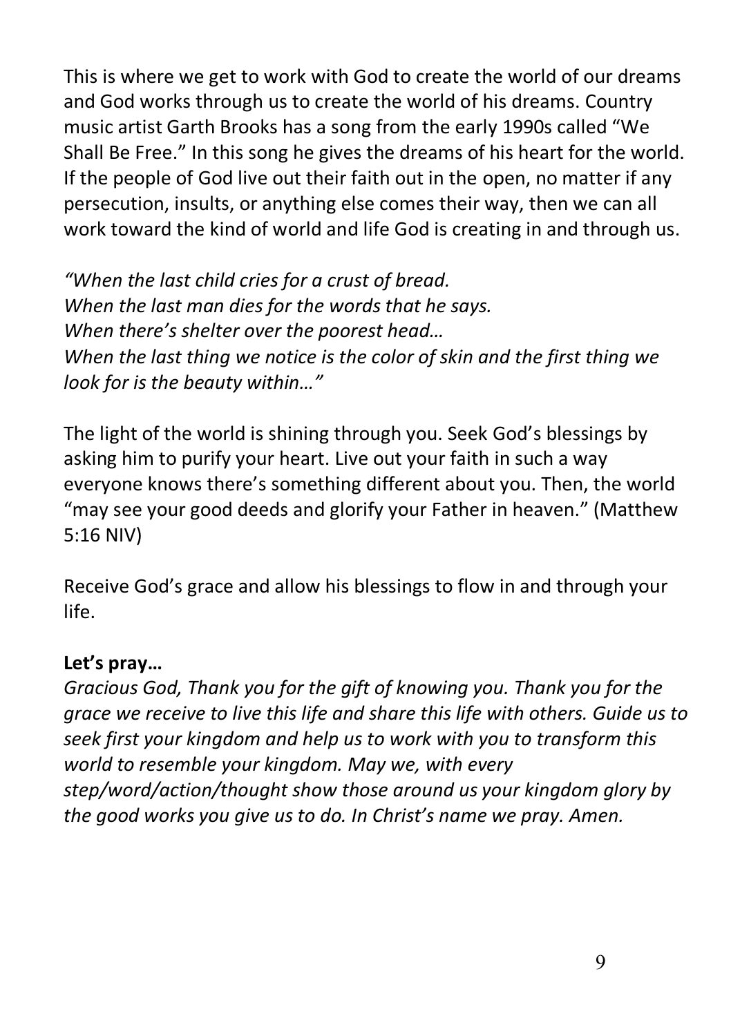This is where we get to work with God to create the world of our dreams and God works through us to create the world of his dreams. Country music artist Garth Brooks has a song from the early 1990s called "We Shall Be Free." In this song he gives the dreams of his heart for the world. If the people of God live out their faith out in the open, no matter if any persecution, insults, or anything else comes their way, then we can all work toward the kind of world and life God is creating in and through us.

*"When the last child cries for a crust of bread.*
*When the last man dies for the words that he says.*
*When there's shelter over the poorest head…*
*When the last thing we notice is the color of skin and the first thing we look for is the beauty within…"*

The light of the world is shining through you. Seek God's blessings by asking him to purify your heart. Live out your faith in such a way everyone knows there's something different about you. Then, the world "may see your good deeds and glorify your Father in heaven." (Matthew 5:16 NIV)

Receive God's grace and allow his blessings to flow in and through your life.

**Let's pray…**

*Gracious God, Thank you for the gift of knowing you. Thank you for the grace we receive to live this life and share this life with others. Guide us to seek first your kingdom and help us to work with you to transform this world to resemble your kingdom. May we, with every step/word/action/thought show those around us your kingdom glory by the good works you give us to do. In Christ's name we pray. Amen.*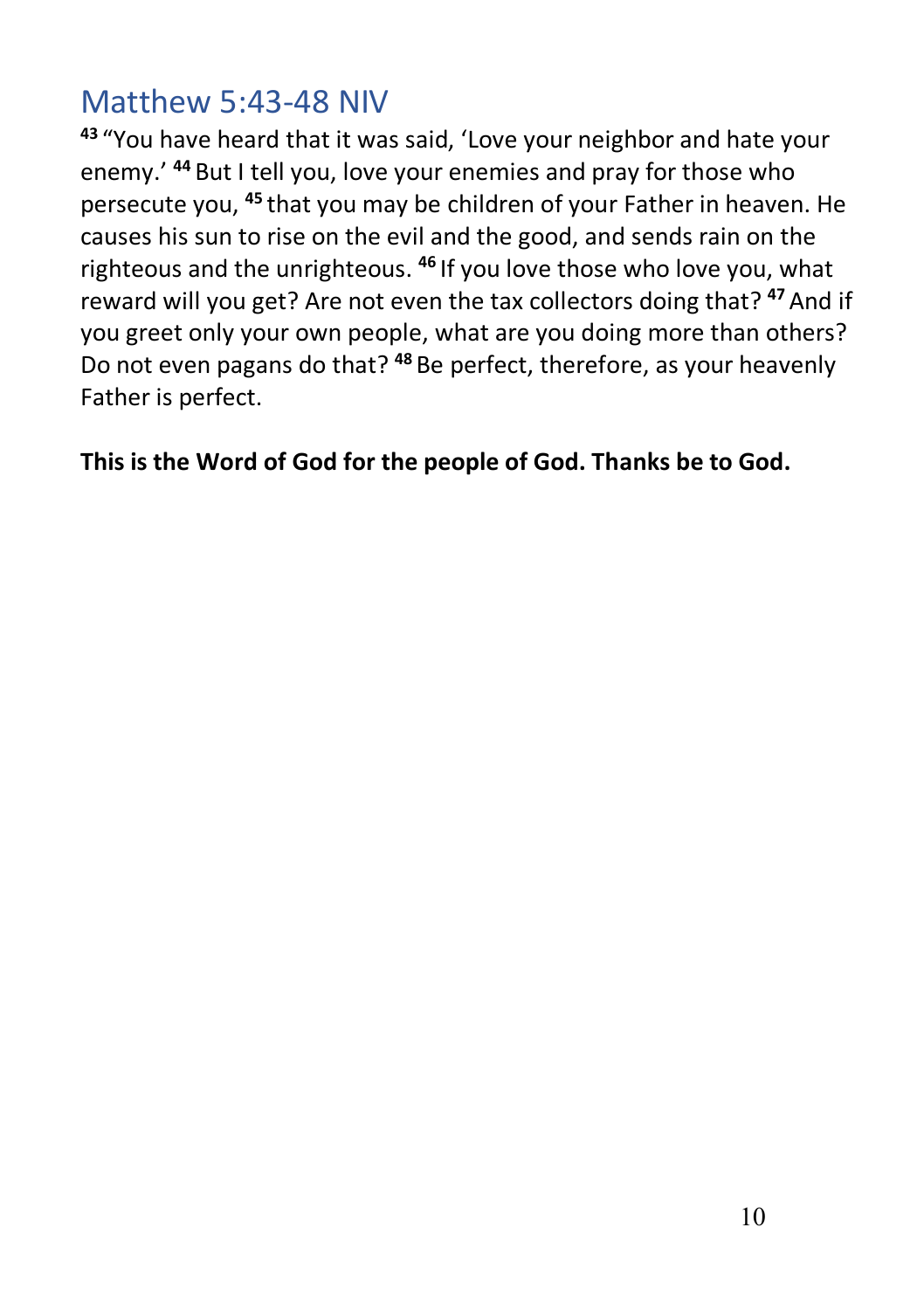## Matthew 5:43-48 NIV

[43] "You have heard that it was said, 'Love your neighbor and hate your enemy.' [44] But I tell you, love your enemies and pray for those who persecute you, [45] that you may be children of your Father in heaven. He causes his sun to rise on the evil and the good, and sends rain on the righteous and the unrighteous. [46] If you love those who love you, what reward will you get? Are not even the tax collectors doing that? [47] And if you greet only your own people, what are you doing more than others? Do not even pagans do that? [48] Be perfect, therefore, as your heavenly Father is perfect.

**This is the Word of God for the people of God. Thanks be to God.**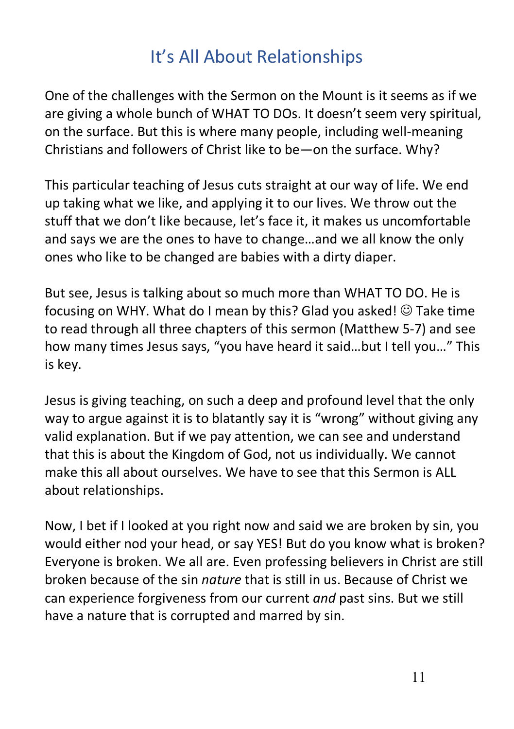# It's All About Relationships

One of the challenges with the Sermon on the Mount is it seems as if we are giving a whole bunch of WHAT TO DOs. It doesn't seem very spiritual, on the surface. But this is where many people, including well-meaning Christians and followers of Christ like to be—on the surface. Why?

This particular teaching of Jesus cuts straight at our way of life. We end up taking what we like, and applying it to our lives. We throw out the stuff that we don't like because, let's face it, it makes us uncomfortable and says we are the ones to have to change…and we all know the only ones who like to be changed are babies with a dirty diaper.

But see, Jesus is talking about so much more than WHAT TO DO. He is focusing on WHY. What do I mean by this? Glad you asked! ☺ Take time to read through all three chapters of this sermon (Matthew 5-7) and see how many times Jesus says, "you have heard it said…but I tell you…" This is key.

Jesus is giving teaching, on such a deep and profound level that the only way to argue against it is to blatantly say it is "wrong" without giving any valid explanation. But if we pay attention, we can see and understand that this is about the Kingdom of God, not us individually. We cannot make this all about ourselves. We have to see that this Sermon is ALL about relationships.

Now, I bet if I looked at you right now and said we are broken by sin, you would either nod your head, or say YES! But do you know what is broken? Everyone is broken. We all are. Even professing believers in Christ are still broken because of the sin *nature* that is still in us. Because of Christ we can experience forgiveness from our current *and* past sins. But we still have a nature that is corrupted and marred by sin.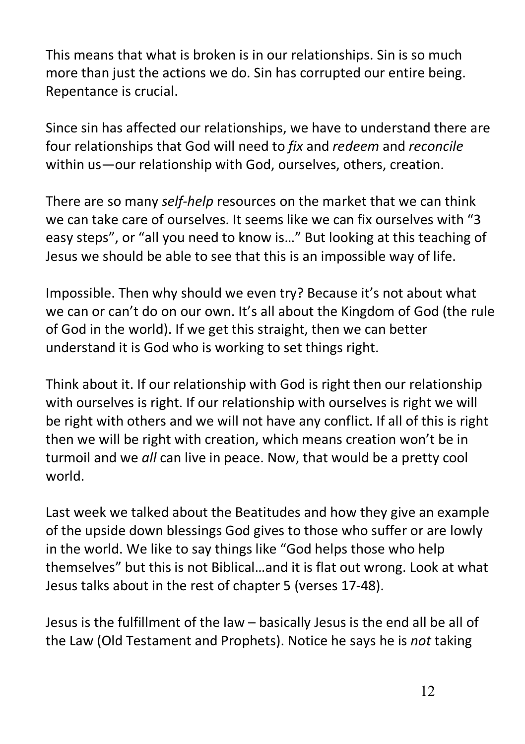This means that what is broken is in our relationships. Sin is so much more than just the actions we do. Sin has corrupted our entire being. Repentance is crucial.

Since sin has affected our relationships, we have to understand there are four relationships that God will need to *fix* and *redeem* and *reconcile* within us—our relationship with God, ourselves, others, creation.

There are so many *self-help* resources on the market that we can think we can take care of ourselves. It seems like we can fix ourselves with "3 easy steps", or "all you need to know is…" But looking at this teaching of Jesus we should be able to see that this is an impossible way of life.

Impossible. Then why should we even try? Because it's not about what we can or can't do on our own. It's all about the Kingdom of God (the rule of God in the world). If we get this straight, then we can better understand it is God who is working to set things right.

Think about it. If our relationship with God is right then our relationship with ourselves is right. If our relationship with ourselves is right we will be right with others and we will not have any conflict. If all of this is right then we will be right with creation, which means creation won't be in turmoil and we *all* can live in peace. Now, that would be a pretty cool world.

Last week we talked about the Beatitudes and how they give an example of the upside down blessings God gives to those who suffer or are lowly in the world. We like to say things like "God helps those who help themselves" but this is not Biblical…and it is flat out wrong. Look at what Jesus talks about in the rest of chapter 5 (verses 17-48).

Jesus is the fulfillment of the law – basically Jesus is the end all be all of the Law (Old Testament and Prophets). Notice he says he is *not* taking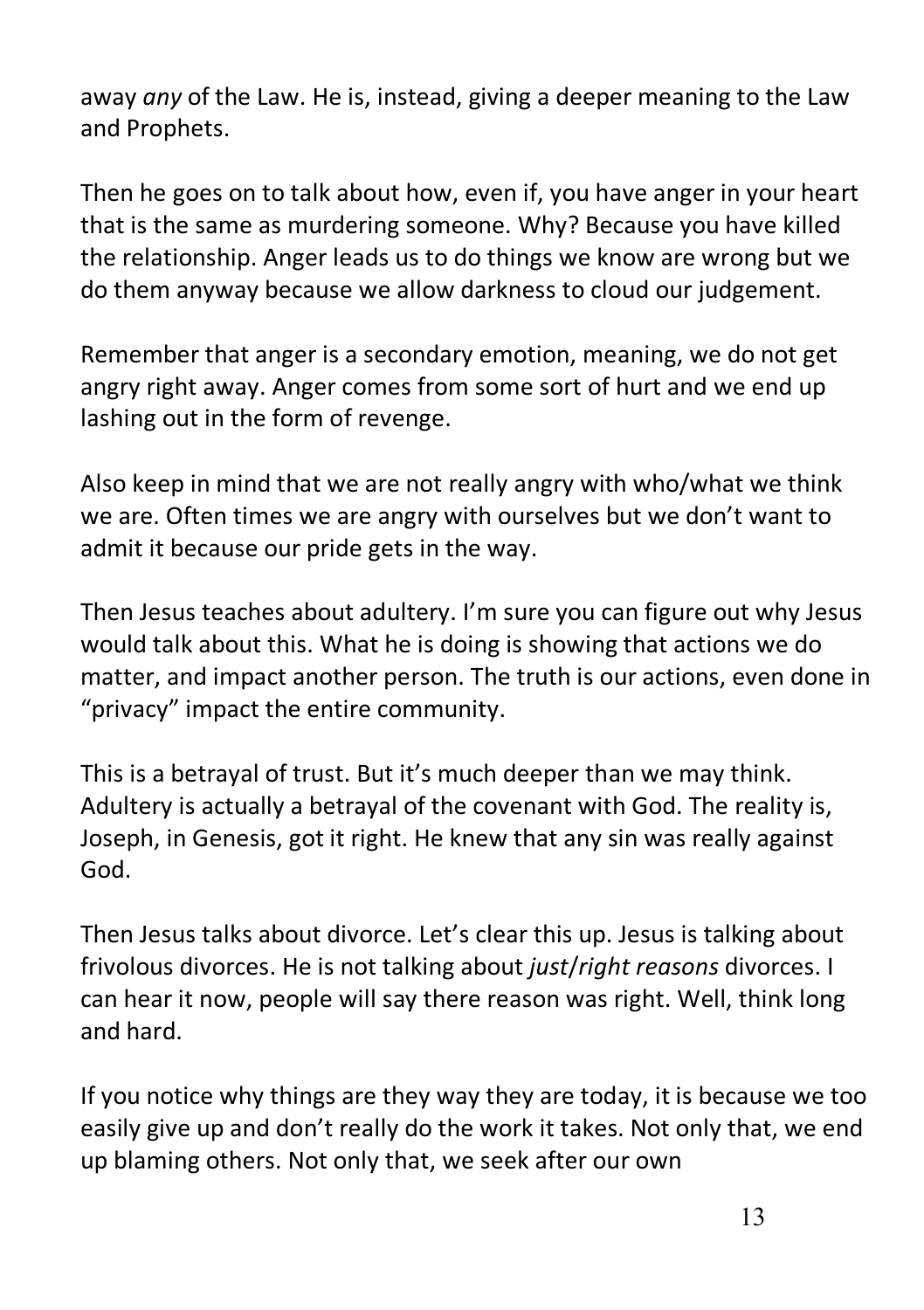away *any* of the Law. He is, instead, giving a deeper meaning to the Law and Prophets.

Then he goes on to talk about how, even if, you have anger in your heart that is the same as murdering someone. Why? Because you have killed the relationship. Anger leads us to do things we know are wrong but we do them anyway because we allow darkness to cloud our judgement.

Remember that anger is a secondary emotion, meaning, we do not get angry right away. Anger comes from some sort of hurt and we end up lashing out in the form of revenge.

Also keep in mind that we are not really angry with who/what we think we are. Often times we are angry with ourselves but we don't want to admit it because our pride gets in the way.

Then Jesus teaches about adultery. I'm sure you can figure out why Jesus would talk about this. What he is doing is showing that actions we do matter, and impact another person. The truth is our actions, even done in "privacy" impact the entire community.

This is a betrayal of trust. But it's much deeper than we may think. Adultery is actually a betrayal of the covenant with God. The reality is, Joseph, in Genesis, got it right. He knew that any sin was really against God.

Then Jesus talks about divorce. Let's clear this up. Jesus is talking about frivolous divorces. He is not talking about *just*/*right reasons* divorces. I can hear it now, people will say there reason was right. Well, think long and hard.

If you notice why things are they way they are today, it is because we too easily give up and don't really do the work it takes. Not only that, we end up blaming others. Not only that, we seek after our own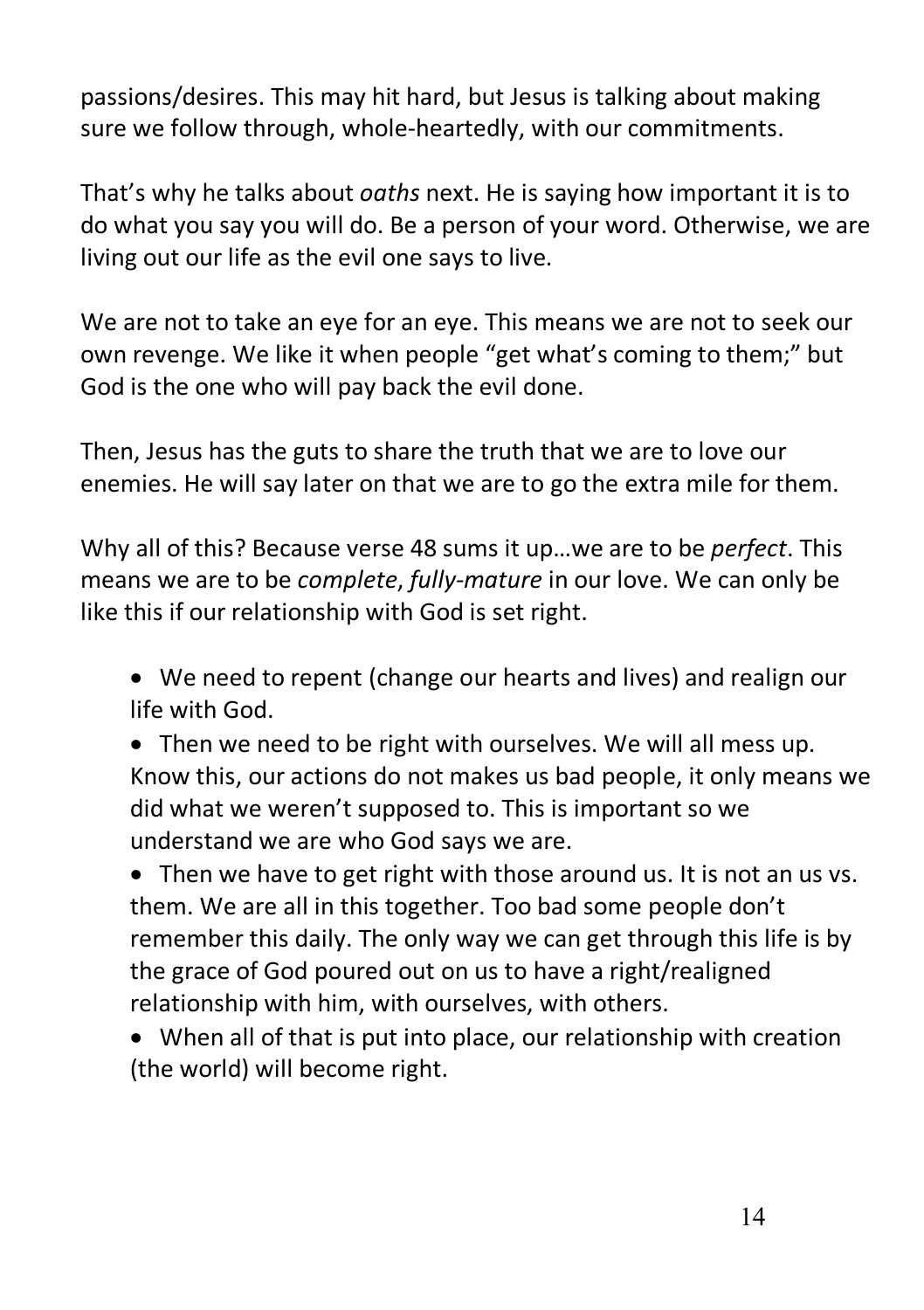passions/desires. This may hit hard, but Jesus is talking about making sure we follow through, whole-heartedly, with our commitments.

That's why he talks about *oaths* next. He is saying how important it is to do what you say you will do. Be a person of your word. Otherwise, we are living out our life as the evil one says to live.

We are not to take an eye for an eye. This means we are not to seek our own revenge. We like it when people "get what's coming to them;" but God is the one who will pay back the evil done.

Then, Jesus has the guts to share the truth that we are to love our enemies. He will say later on that we are to go the extra mile for them.

Why all of this? Because verse 48 sums it up…we are to be *perfect*. This means we are to be *complete*, *fully-mature* in our love. We can only be like this if our relationship with God is set right.

- We need to repent (change our hearts and lives) and realign our life with God.
- Then we need to be right with ourselves. We will all mess up. Know this, our actions do not makes us bad people, it only means we did what we weren't supposed to. This is important so we understand we are who God says we are.
- Then we have to get right with those around us. It is not an us vs. them. We are all in this together. Too bad some people don't remember this daily. The only way we can get through this life is by the grace of God poured out on us to have a right/realigned relationship with him, with ourselves, with others.
- When all of that is put into place, our relationship with creation (the world) will become right.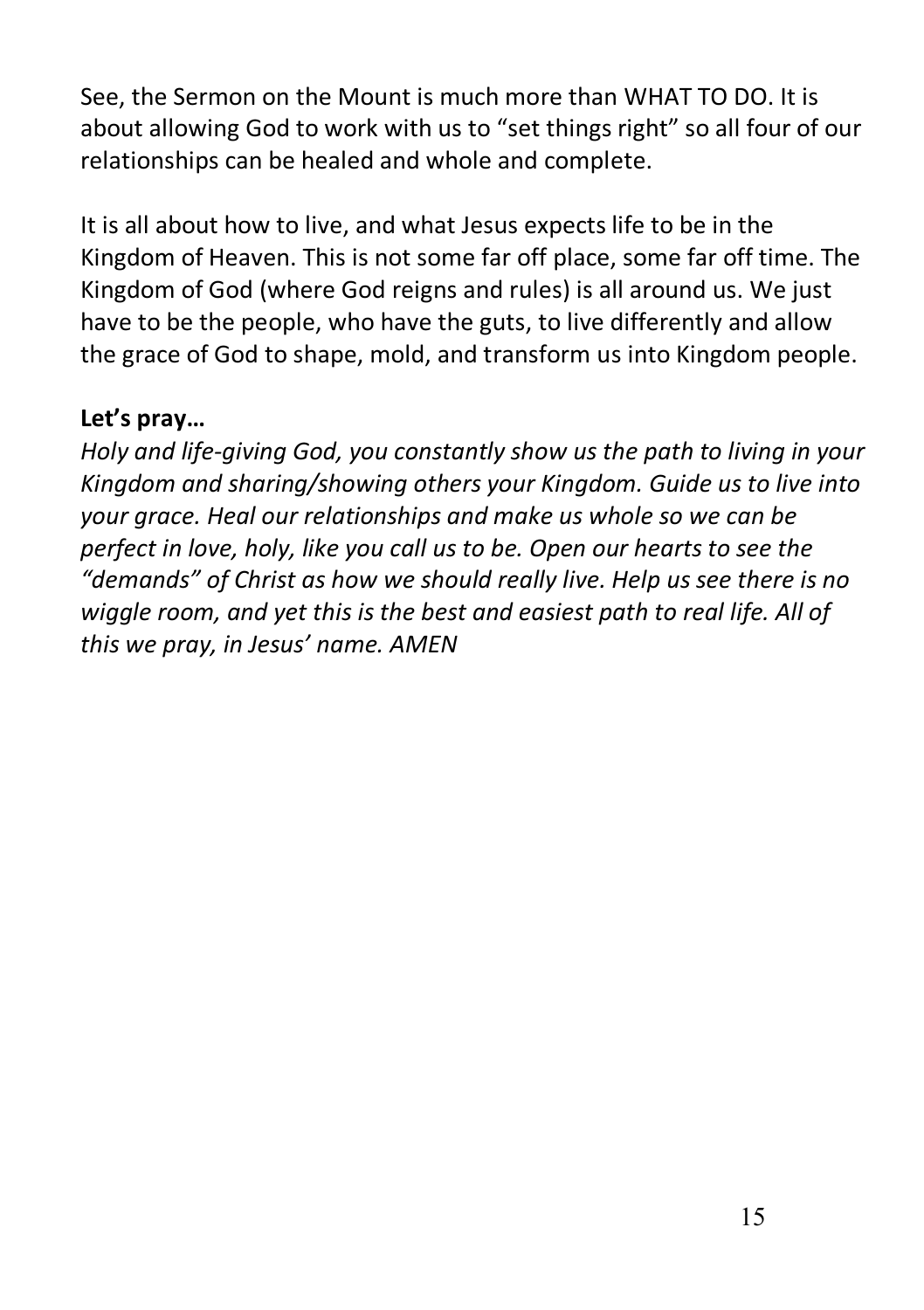See, the Sermon on the Mount is much more than WHAT TO DO. It is about allowing God to work with us to "set things right" so all four of our relationships can be healed and whole and complete.

It is all about how to live, and what Jesus expects life to be in the Kingdom of Heaven. This is not some far off place, some far off time. The Kingdom of God (where God reigns and rules) is all around us. We just have to be the people, who have the guts, to live differently and allow the grace of God to shape, mold, and transform us into Kingdom people.

**Let's pray…**

*Holy and life-giving God, you constantly show us the path to living in your Kingdom and sharing/showing others your Kingdom. Guide us to live into your grace. Heal our relationships and make us whole so we can be perfect in love, holy, like you call us to be. Open our hearts to see the "demands" of Christ as how we should really live. Help us see there is no wiggle room, and yet this is the best and easiest path to real life. All of this we pray, in Jesus' name. AMEN*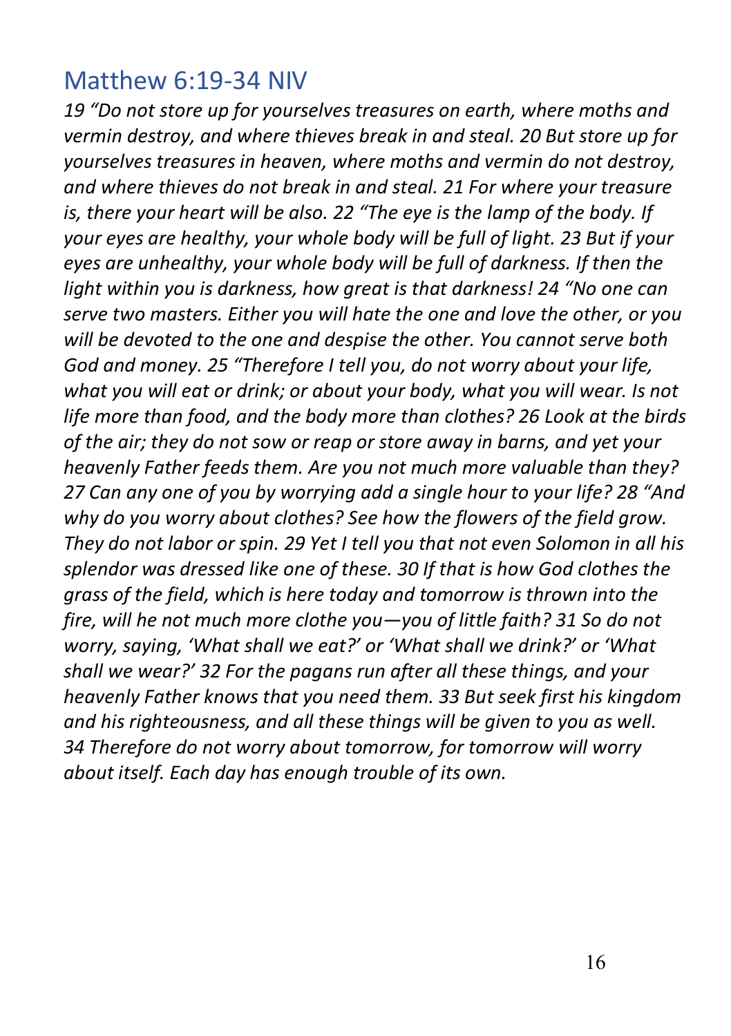## Matthew 6:19-34 NIV

*19 “Do not store up for yourselves treasures on earth, where moths and vermin destroy, and where thieves break in and steal. 20 But store up for yourselves treasures in heaven, where moths and vermin do not destroy, and where thieves do not break in and steal. 21 For where your treasure is, there your heart will be also. 22 “The eye is the lamp of the body. If your eyes are healthy, your whole body will be full of light. 23 But if your eyes are unhealthy, your whole body will be full of darkness. If then the light within you is darkness, how great is that darkness! 24 “No one can serve two masters. Either you will hate the one and love the other, or you will be devoted to the one and despise the other. You cannot serve both God and money. 25 “Therefore I tell you, do not worry about your life, what you will eat or drink; or about your body, what you will wear. Is not life more than food, and the body more than clothes? 26 Look at the birds of the air; they do not sow or reap or store away in barns, and yet your heavenly Father feeds them. Are you not much more valuable than they? 27 Can any one of you by worrying add a single hour to your life? 28 “And why do you worry about clothes? See how the flowers of the field grow. They do not labor or spin. 29 Yet I tell you that not even Solomon in all his splendor was dressed like one of these. 30 If that is how God clothes the grass of the field, which is here today and tomorrow is thrown into the fire, will he not much more clothe you—you of little faith? 31 So do not worry, saying, ‘What shall we eat?’ or ‘What shall we drink?’ or ‘What shall we wear?’ 32 For the pagans run after all these things, and your heavenly Father knows that you need them. 33 But seek first his kingdom and his righteousness, and all these things will be given to you as well. 34 Therefore do not worry about tomorrow, for tomorrow will worry about itself. Each day has enough trouble of its own.*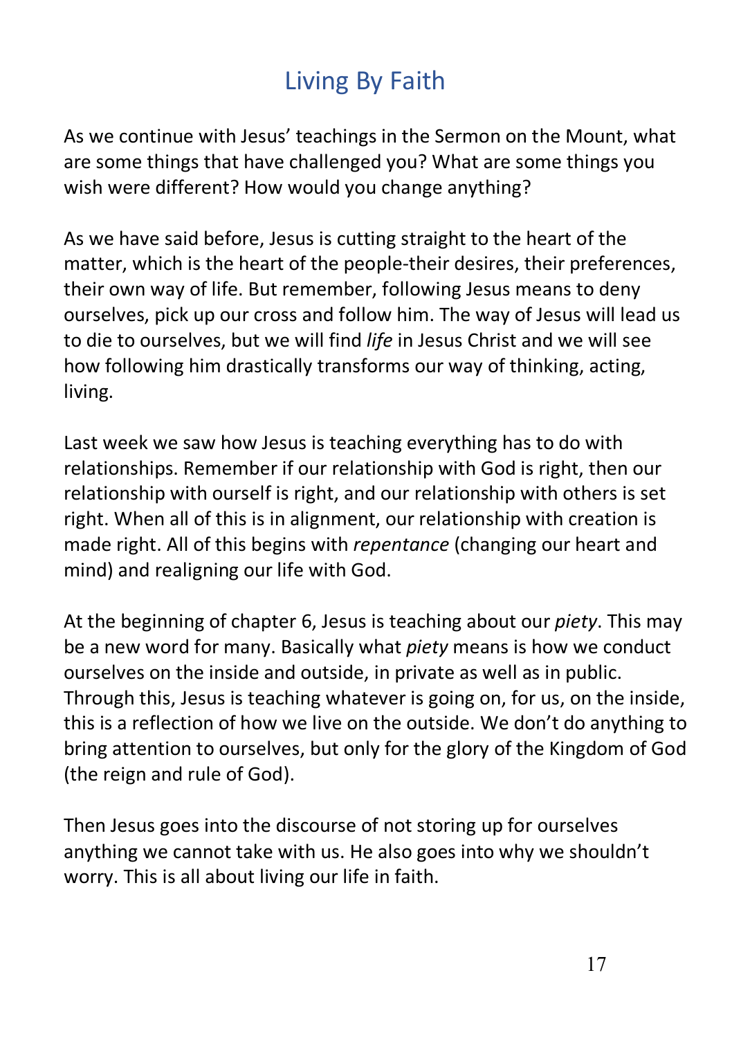# Living By Faith

As we continue with Jesus' teachings in the Sermon on the Mount, what are some things that have challenged you? What are some things you wish were different? How would you change anything?

As we have said before, Jesus is cutting straight to the heart of the matter, which is the heart of the people-their desires, their preferences, their own way of life. But remember, following Jesus means to deny ourselves, pick up our cross and follow him. The way of Jesus will lead us to die to ourselves, but we will find *life* in Jesus Christ and we will see how following him drastically transforms our way of thinking, acting, living.

Last week we saw how Jesus is teaching everything has to do with relationships. Remember if our relationship with God is right, then our relationship with ourself is right, and our relationship with others is set right. When all of this is in alignment, our relationship with creation is made right. All of this begins with *repentance* (changing our heart and mind) and realigning our life with God.

At the beginning of chapter 6, Jesus is teaching about our *piety*. This may be a new word for many. Basically what *piety* means is how we conduct ourselves on the inside and outside, in private as well as in public. Through this, Jesus is teaching whatever is going on, for us, on the inside, this is a reflection of how we live on the outside. We don't do anything to bring attention to ourselves, but only for the glory of the Kingdom of God (the reign and rule of God).

Then Jesus goes into the discourse of not storing up for ourselves anything we cannot take with us. He also goes into why we shouldn't worry. This is all about living our life in faith.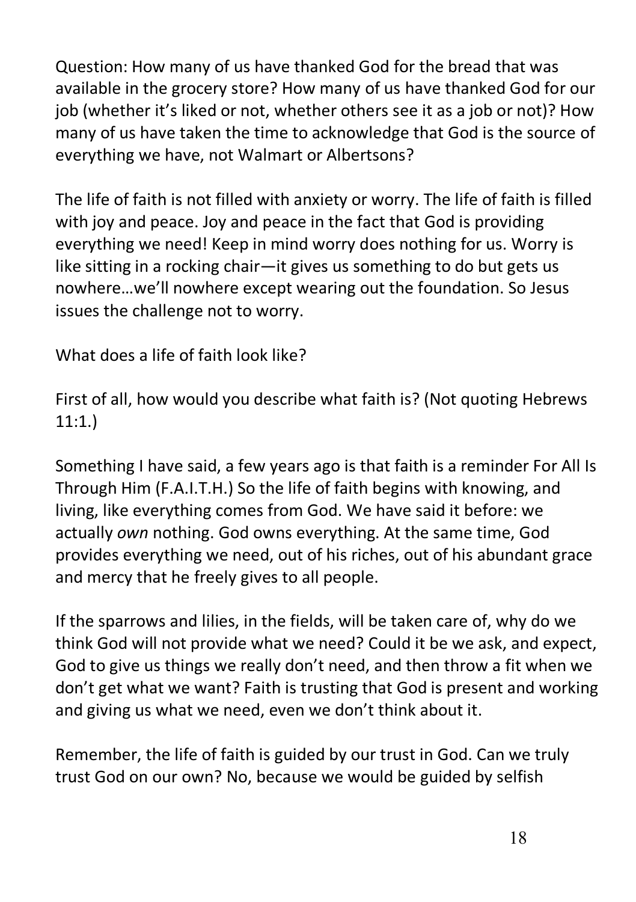Question: How many of us have thanked God for the bread that was available in the grocery store? How many of us have thanked God for our job (whether it's liked or not, whether others see it as a job or not)? How many of us have taken the time to acknowledge that God is the source of everything we have, not Walmart or Albertsons?

The life of faith is not filled with anxiety or worry. The life of faith is filled with joy and peace. Joy and peace in the fact that God is providing everything we need! Keep in mind worry does nothing for us. Worry is like sitting in a rocking chair—it gives us something to do but gets us nowhere…we'll nowhere except wearing out the foundation. So Jesus issues the challenge not to worry.

What does a life of faith look like?

First of all, how would you describe what faith is? (Not quoting Hebrews 11:1.)

Something I have said, a few years ago is that faith is a reminder For All Is Through Him (F.A.I.T.H.) So the life of faith begins with knowing, and living, like everything comes from God. We have said it before: we actually *own* nothing. God owns everything. At the same time, God provides everything we need, out of his riches, out of his abundant grace and mercy that he freely gives to all people.

If the sparrows and lilies, in the fields, will be taken care of, why do we think God will not provide what we need? Could it be we ask, and expect, God to give us things we really don't need, and then throw a fit when we don't get what we want? Faith is trusting that God is present and working and giving us what we need, even we don't think about it.

Remember, the life of faith is guided by our trust in God. Can we truly trust God on our own? No, because we would be guided by selfish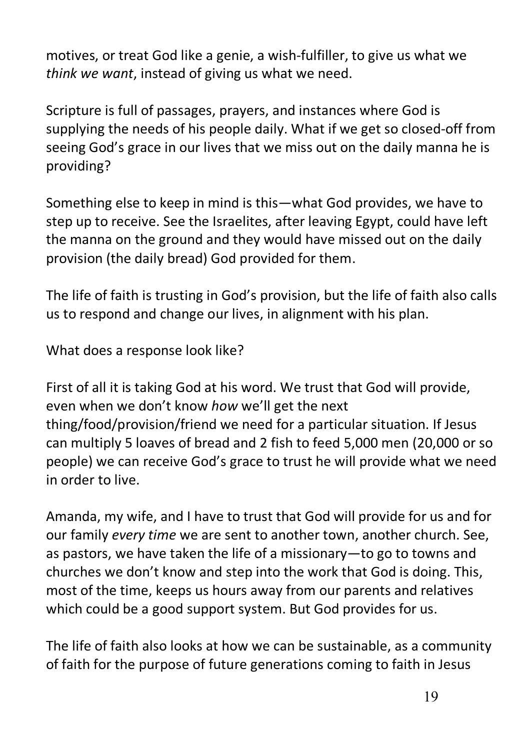motives, or treat God like a genie, a wish-fulfiller, to give us what we *think we want*, instead of giving us what we need.

Scripture is full of passages, prayers, and instances where God is supplying the needs of his people daily. What if we get so closed-off from seeing God's grace in our lives that we miss out on the daily manna he is providing?

Something else to keep in mind is this—what God provides, we have to step up to receive. See the Israelites, after leaving Egypt, could have left the manna on the ground and they would have missed out on the daily provision (the daily bread) God provided for them.

The life of faith is trusting in God's provision, but the life of faith also calls us to respond and change our lives, in alignment with his plan.

What does a response look like?

First of all it is taking God at his word. We trust that God will provide, even when we don't know *how* we'll get the next thing/food/provision/friend we need for a particular situation. If Jesus can multiply 5 loaves of bread and 2 fish to feed 5,000 men (20,000 or so people) we can receive God's grace to trust he will provide what we need in order to live.

Amanda, my wife, and I have to trust that God will provide for us and for our family *every time* we are sent to another town, another church. See, as pastors, we have taken the life of a missionary—to go to towns and churches we don't know and step into the work that God is doing. This, most of the time, keeps us hours away from our parents and relatives which could be a good support system. But God provides for us.

The life of faith also looks at how we can be sustainable, as a community of faith for the purpose of future generations coming to faith in Jesus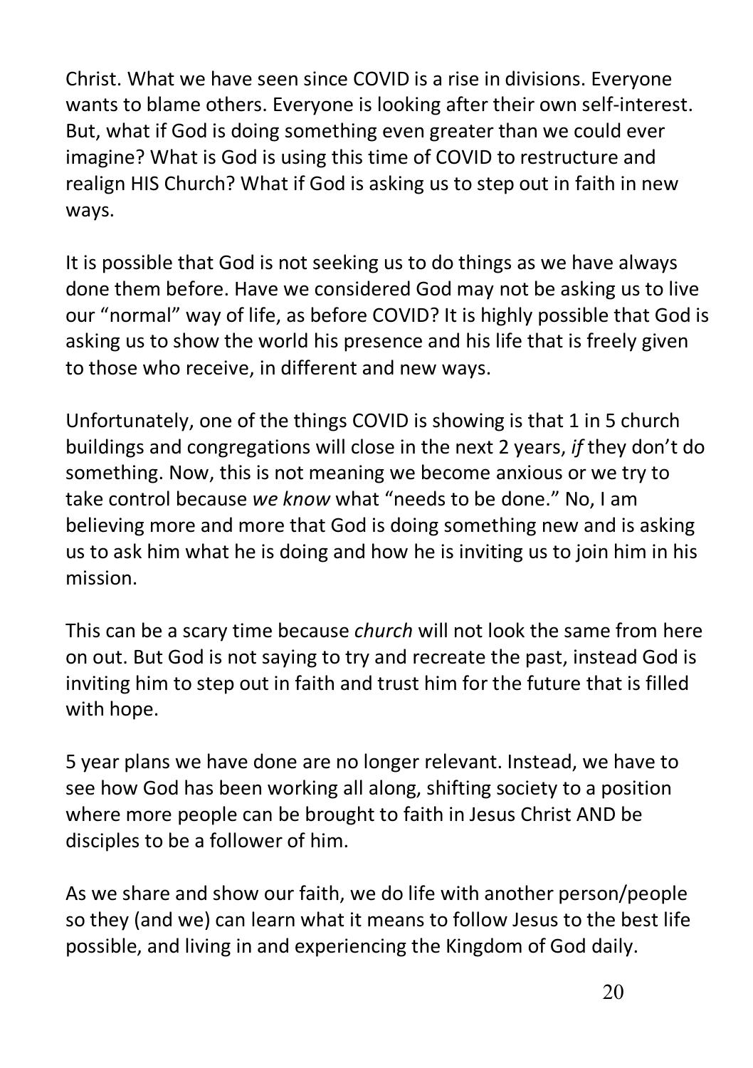Christ. What we have seen since COVID is a rise in divisions. Everyone wants to blame others. Everyone is looking after their own self-interest. But, what if God is doing something even greater than we could ever imagine? What is God is using this time of COVID to restructure and realign HIS Church? What if God is asking us to step out in faith in new ways.

It is possible that God is not seeking us to do things as we have always done them before. Have we considered God may not be asking us to live our "normal" way of life, as before COVID? It is highly possible that God is asking us to show the world his presence and his life that is freely given to those who receive, in different and new ways.

Unfortunately, one of the things COVID is showing is that 1 in 5 church buildings and congregations will close in the next 2 years, *if* they don't do something. Now, this is not meaning we become anxious or we try to take control because *we know* what "needs to be done." No, I am believing more and more that God is doing something new and is asking us to ask him what he is doing and how he is inviting us to join him in his mission.

This can be a scary time because *church* will not look the same from here on out. But God is not saying to try and recreate the past, instead God is inviting him to step out in faith and trust him for the future that is filled with hope.

5 year plans we have done are no longer relevant. Instead, we have to see how God has been working all along, shifting society to a position where more people can be brought to faith in Jesus Christ AND be disciples to be a follower of him.

As we share and show our faith, we do life with another person/people so they (and we) can learn what it means to follow Jesus to the best life possible, and living in and experiencing the Kingdom of God daily.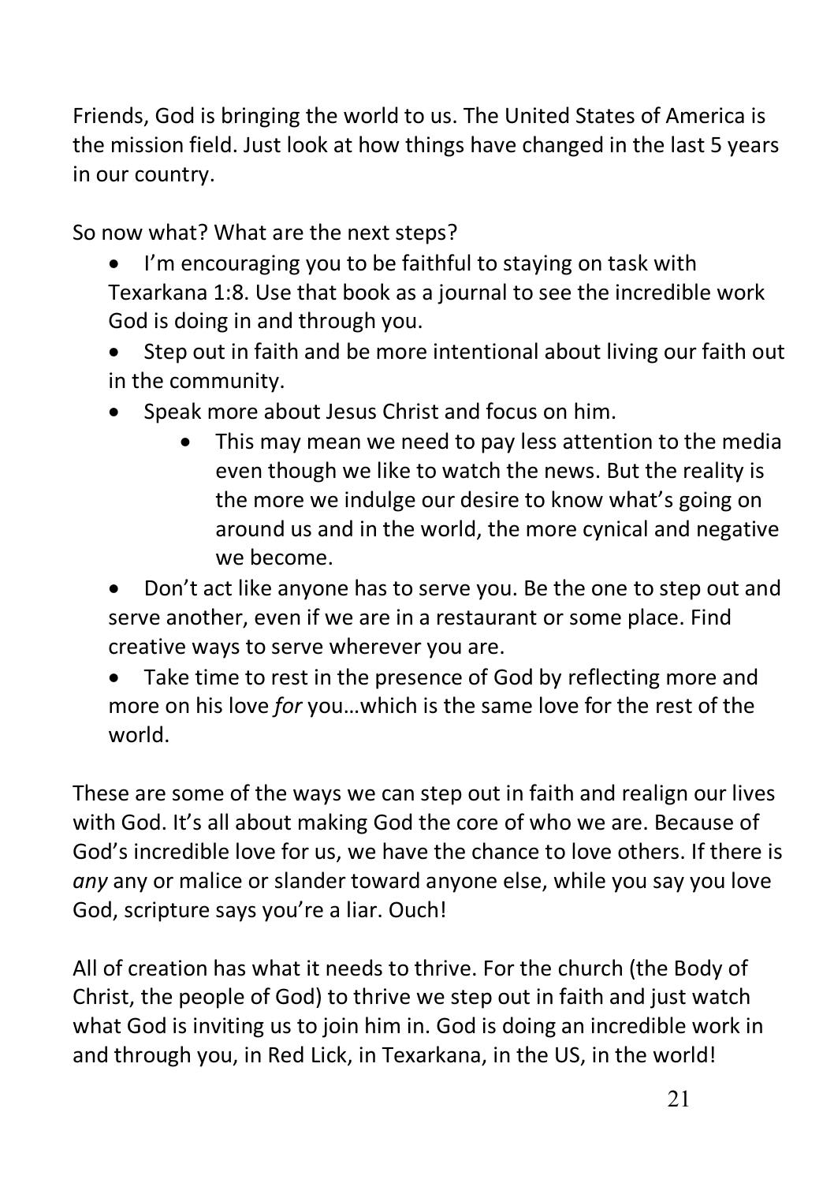Friends, God is bringing the world to us. The United States of America is the mission field. Just look at how things have changed in the last 5 years in our country.

So now what? What are the next steps?

- I'm encouraging you to be faithful to staying on task with Texarkana 1:8. Use that book as a journal to see the incredible work God is doing in and through you.
- Step out in faith and be more intentional about living our faith out in the community.
- Speak more about Jesus Christ and focus on him.
    - This may mean we need to pay less attention to the media even though we like to watch the news. But the reality is the more we indulge our desire to know what's going on around us and in the world, the more cynical and negative we become.
- Don't act like anyone has to serve you. Be the one to step out and serve another, even if we are in a restaurant or some place. Find creative ways to serve wherever you are.
- Take time to rest in the presence of God by reflecting more and more on his love *for* you…which is the same love for the rest of the world.

These are some of the ways we can step out in faith and realign our lives with God. It's all about making God the core of who we are. Because of God's incredible love for us, we have the chance to love others. If there is *any* any or malice or slander toward anyone else, while you say you love God, scripture says you're a liar. Ouch!

All of creation has what it needs to thrive. For the church (the Body of Christ, the people of God) to thrive we step out in faith and just watch what God is inviting us to join him in. God is doing an incredible work in and through you, in Red Lick, in Texarkana, in the US, in the world!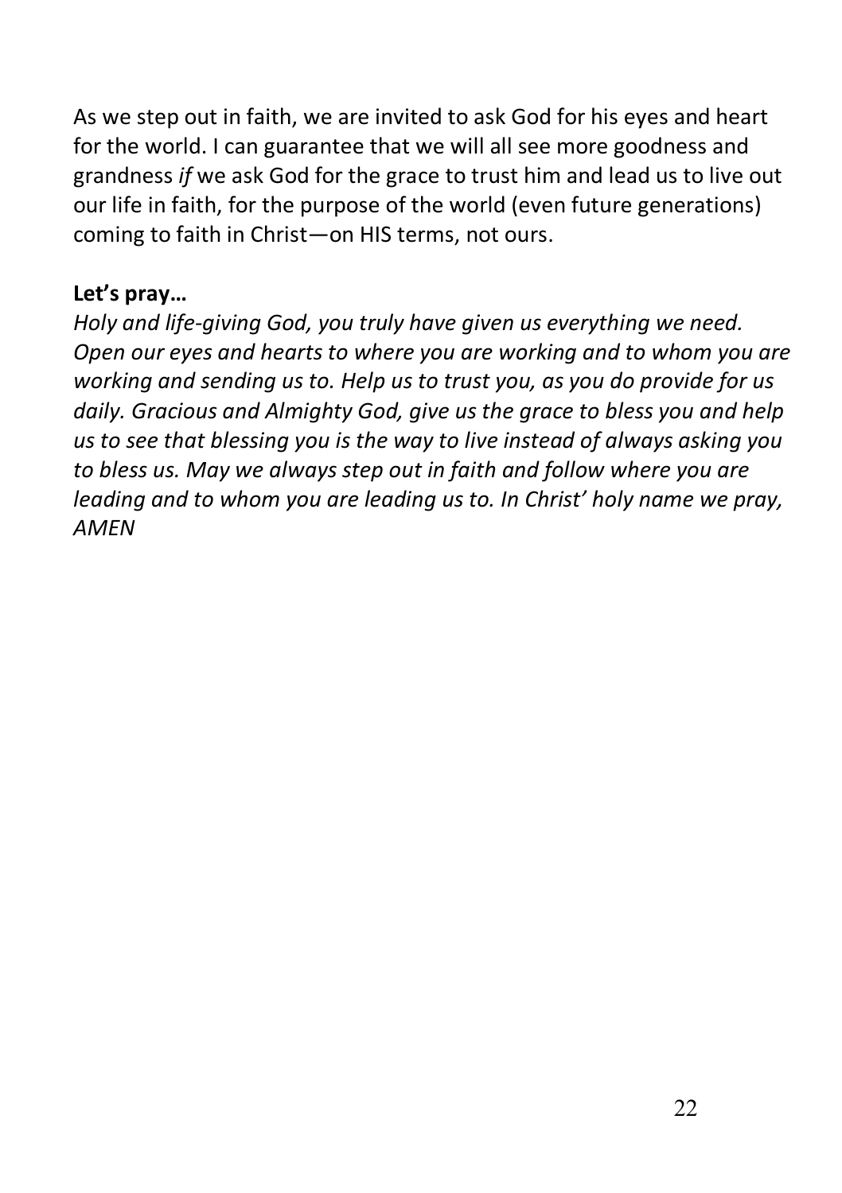As we step out in faith, we are invited to ask God for his eyes and heart for the world. I can guarantee that we will all see more goodness and grandness *if* we ask God for the grace to trust him and lead us to live out our life in faith, for the purpose of the world (even future generations) coming to faith in Christ—on HIS terms, not ours.

**Let's pray…**

*Holy and life-giving God, you truly have given us everything we need. Open our eyes and hearts to where you are working and to whom you are working and sending us to. Help us to trust you, as you do provide for us daily. Gracious and Almighty God, give us the grace to bless you and help us to see that blessing you is the way to live instead of always asking you to bless us. May we always step out in faith and follow where you are leading and to whom you are leading us to. In Christ' holy name we pray, AMEN*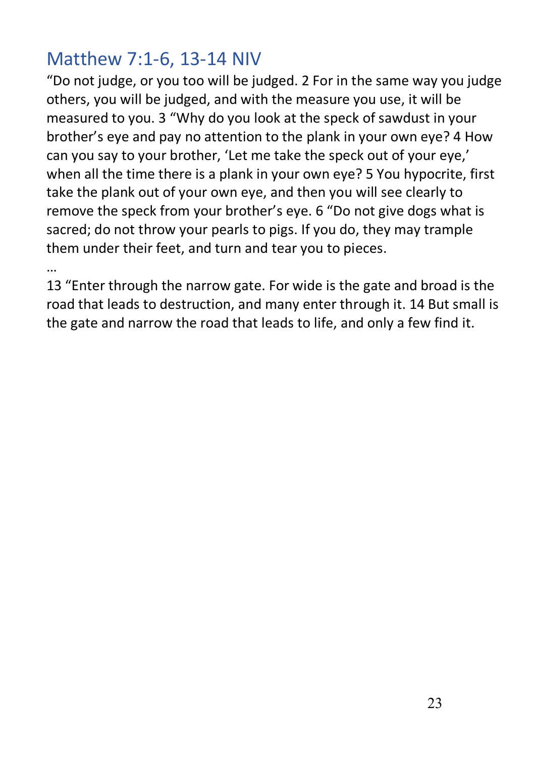## Matthew 7:1-6, 13-14 NIV

"Do not judge, or you too will be judged. 2 For in the same way you judge others, you will be judged, and with the measure you use, it will be measured to you. 3 "Why do you look at the speck of sawdust in your brother's eye and pay no attention to the plank in your own eye? 4 How can you say to your brother, 'Let me take the speck out of your eye,' when all the time there is a plank in your own eye? 5 You hypocrite, first take the plank out of your own eye, and then you will see clearly to remove the speck from your brother's eye. 6 "Do not give dogs what is sacred; do not throw your pearls to pigs. If you do, they may trample them under their feet, and turn and tear you to pieces.

…

13 "Enter through the narrow gate. For wide is the gate and broad is the road that leads to destruction, and many enter through it. 14 But small is the gate and narrow the road that leads to life, and only a few find it.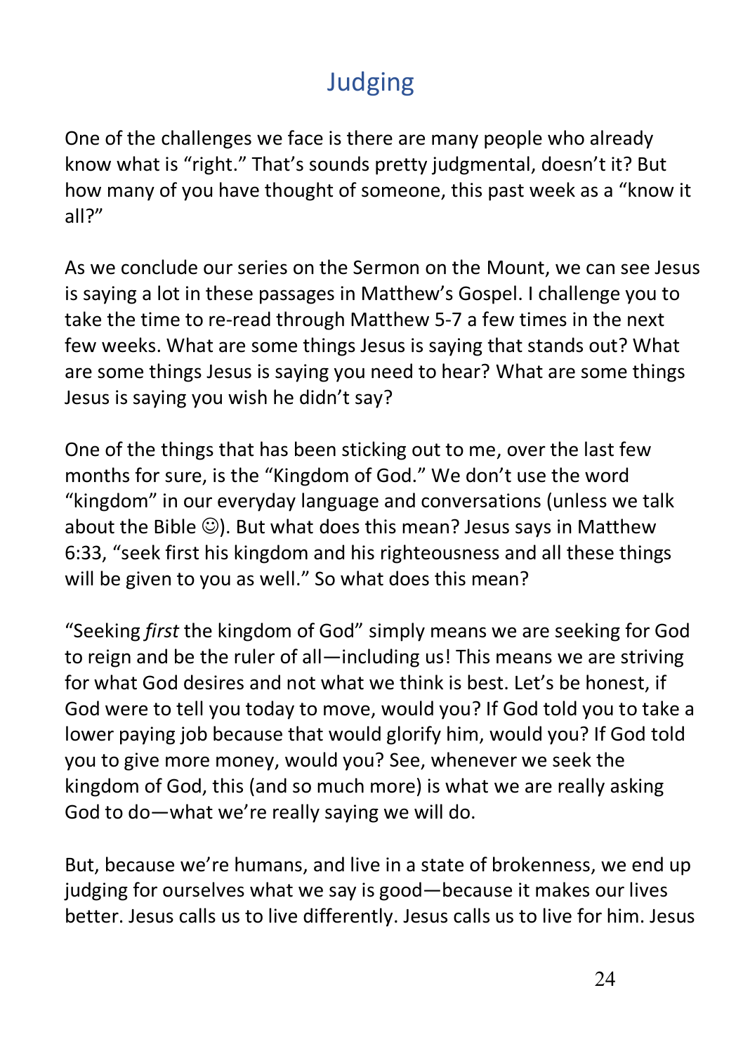# Judging

One of the challenges we face is there are many people who already know what is "right." That's sounds pretty judgmental, doesn't it? But how many of you have thought of someone, this past week as a "know it all?"

As we conclude our series on the Sermon on the Mount, we can see Jesus is saying a lot in these passages in Matthew's Gospel. I challenge you to take the time to re-read through Matthew 5-7 a few times in the next few weeks. What are some things Jesus is saying that stands out? What are some things Jesus is saying you need to hear? What are some things Jesus is saying you wish he didn't say?

One of the things that has been sticking out to me, over the last few months for sure, is the "Kingdom of God." We don't use the word "kingdom" in our everyday language and conversations (unless we talk about the Bible ☺). But what does this mean? Jesus says in Matthew 6:33, "seek first his kingdom and his righteousness and all these things will be given to you as well." So what does this mean?

"Seeking *first* the kingdom of God" simply means we are seeking for God to reign and be the ruler of all—including us! This means we are striving for what God desires and not what we think is best. Let's be honest, if God were to tell you today to move, would you? If God told you to take a lower paying job because that would glorify him, would you? If God told you to give more money, would you? See, whenever we seek the kingdom of God, this (and so much more) is what we are really asking God to do—what we're really saying we will do.

But, because we're humans, and live in a state of brokenness, we end up judging for ourselves what we say is good—because it makes our lives better. Jesus calls us to live differently. Jesus calls us to live for him. Jesus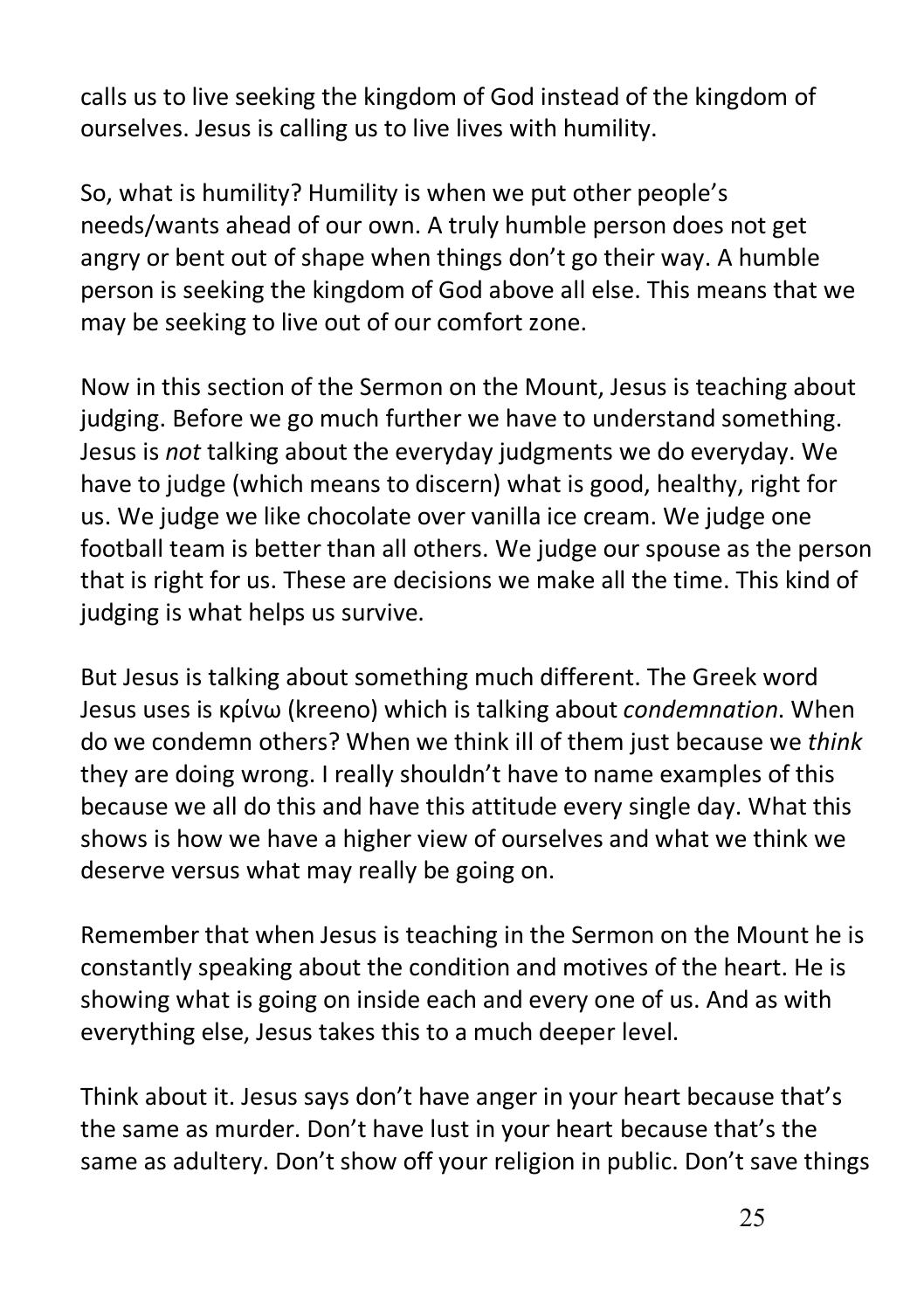calls us to live seeking the kingdom of God instead of the kingdom of ourselves. Jesus is calling us to live lives with humility.

So, what is humility? Humility is when we put other people's needs/wants ahead of our own. A truly humble person does not get angry or bent out of shape when things don't go their way. A humble person is seeking the kingdom of God above all else. This means that we may be seeking to live out of our comfort zone.

Now in this section of the Sermon on the Mount, Jesus is teaching about judging. Before we go much further we have to understand something. Jesus is *not* talking about the everyday judgments we do everyday. We have to judge (which means to discern) what is good, healthy, right for us. We judge we like chocolate over vanilla ice cream. We judge one football team is better than all others. We judge our spouse as the person that is right for us. These are decisions we make all the time. This kind of judging is what helps us survive.

But Jesus is talking about something much different. The Greek word Jesus uses is κρίνω (kreeno) which is talking about *condemnation*. When do we condemn others? When we think ill of them just because we *think* they are doing wrong. I really shouldn't have to name examples of this because we all do this and have this attitude every single day. What this shows is how we have a higher view of ourselves and what we think we deserve versus what may really be going on.

Remember that when Jesus is teaching in the Sermon on the Mount he is constantly speaking about the condition and motives of the heart. He is showing what is going on inside each and every one of us. And as with everything else, Jesus takes this to a much deeper level.

Think about it. Jesus says don't have anger in your heart because that's the same as murder. Don't have lust in your heart because that's the same as adultery. Don't show off your religion in public. Don't save things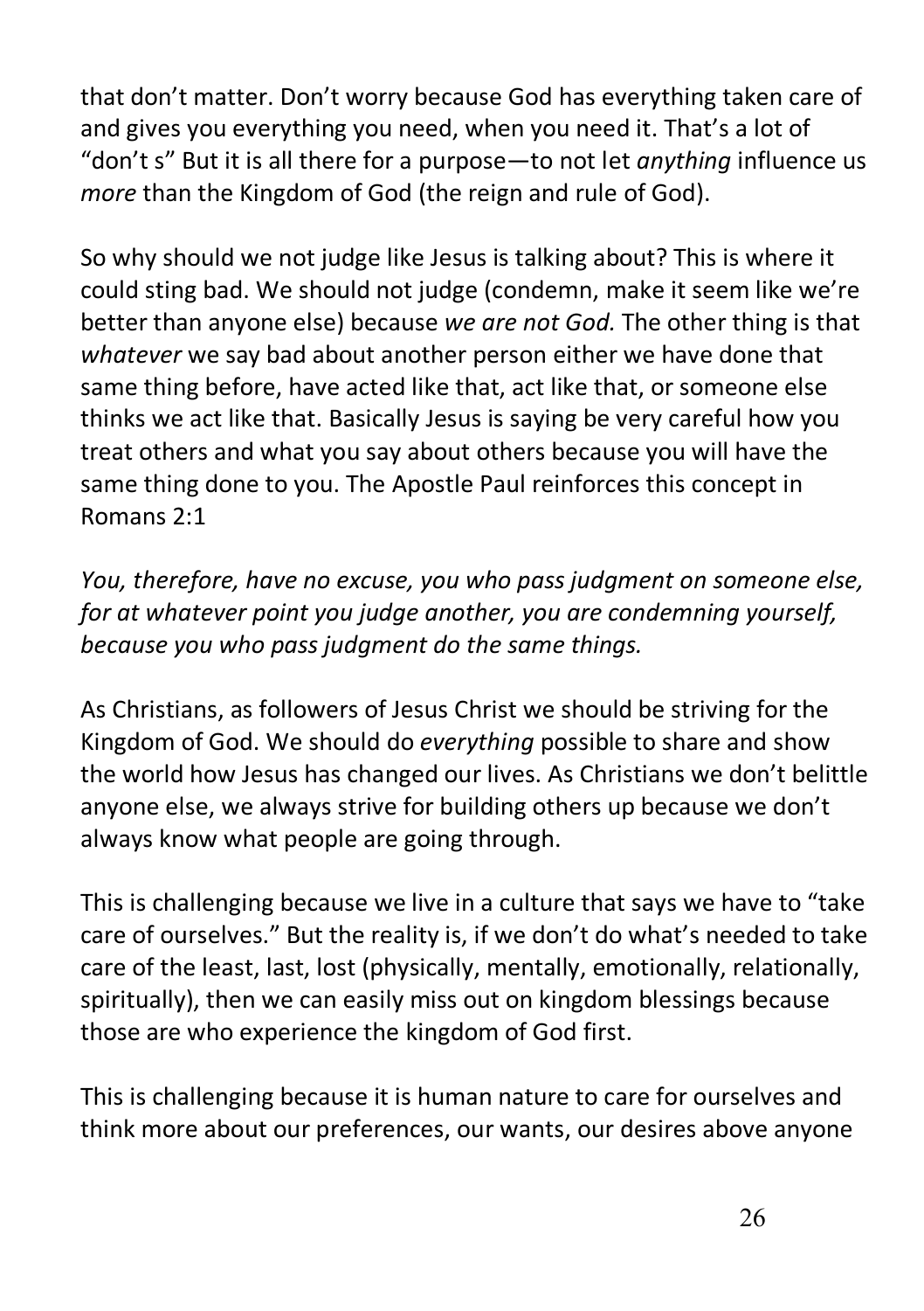that don't matter. Don't worry because God has everything taken care of and gives you everything you need, when you need it. That's a lot of "don't s" But it is all there for a purpose—to not let *anything* influence us *more* than the Kingdom of God (the reign and rule of God).

So why should we not judge like Jesus is talking about? This is where it could sting bad. We should not judge (condemn, make it seem like we're better than anyone else) because *we are not God.* The other thing is that *whatever* we say bad about another person either we have done that same thing before, have acted like that, act like that, or someone else thinks we act like that. Basically Jesus is saying be very careful how you treat others and what you say about others because you will have the same thing done to you. The Apostle Paul reinforces this concept in Romans 2:1

*You, therefore, have no excuse, you who pass judgment on someone else, for at whatever point you judge another, you are condemning yourself, because you who pass judgment do the same things.*

As Christians, as followers of Jesus Christ we should be striving for the Kingdom of God. We should do *everything* possible to share and show the world how Jesus has changed our lives. As Christians we don't belittle anyone else, we always strive for building others up because we don't always know what people are going through.

This is challenging because we live in a culture that says we have to "take care of ourselves." But the reality is, if we don't do what's needed to take care of the least, last, lost (physically, mentally, emotionally, relationally, spiritually), then we can easily miss out on kingdom blessings because those are who experience the kingdom of God first.

This is challenging because it is human nature to care for ourselves and think more about our preferences, our wants, our desires above anyone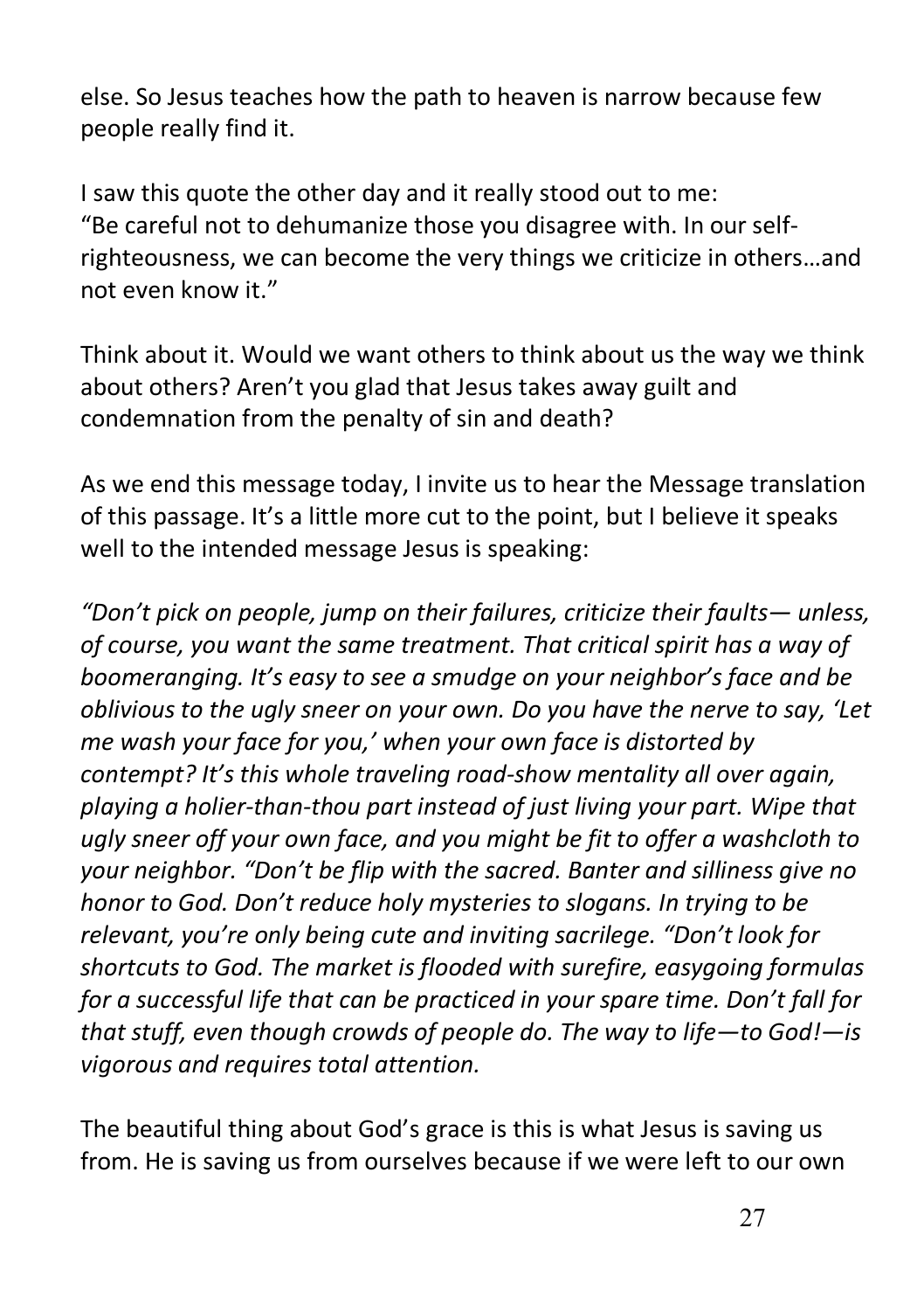else. So Jesus teaches how the path to heaven is narrow because few people really find it.

I saw this quote the other day and it really stood out to me: "Be careful not to dehumanize those you disagree with. In our self-righteousness, we can become the very things we criticize in others…and not even know it."

Think about it. Would we want others to think about us the way we think about others? Aren't you glad that Jesus takes away guilt and condemnation from the penalty of sin and death?

As we end this message today, I invite us to hear the Message translation of this passage. It's a little more cut to the point, but I believe it speaks well to the intended message Jesus is speaking:

*"Don't pick on people, jump on their failures, criticize their faults— unless, of course, you want the same treatment. That critical spirit has a way of boomeranging. It's easy to see a smudge on your neighbor's face and be oblivious to the ugly sneer on your own. Do you have the nerve to say, 'Let me wash your face for you,' when your own face is distorted by contempt? It's this whole traveling road-show mentality all over again, playing a holier-than-thou part instead of just living your part. Wipe that ugly sneer off your own face, and you might be fit to offer a washcloth to your neighbor. "Don't be flip with the sacred. Banter and silliness give no honor to God. Don't reduce holy mysteries to slogans. In trying to be relevant, you're only being cute and inviting sacrilege. "Don't look for shortcuts to God. The market is flooded with surefire, easygoing formulas for a successful life that can be practiced in your spare time. Don't fall for that stuff, even though crowds of people do. The way to life—to God!—is vigorous and requires total attention.*

The beautiful thing about God's grace is this is what Jesus is saving us from. He is saving us from ourselves because if we were left to our own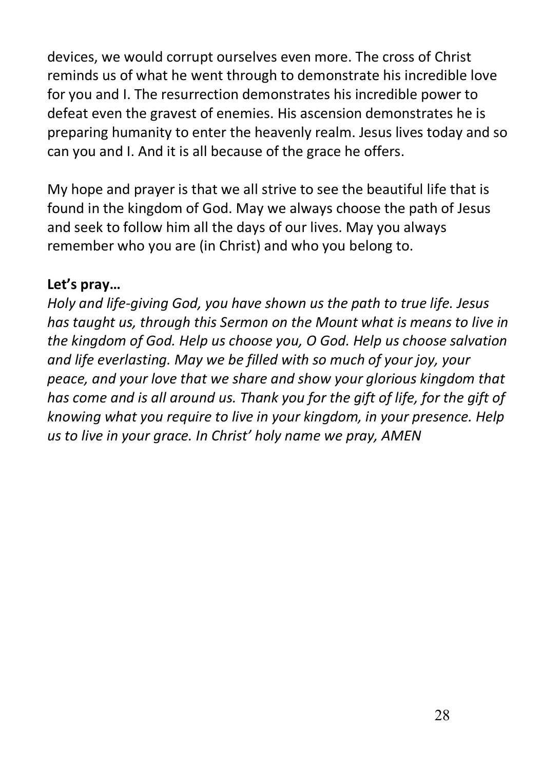devices, we would corrupt ourselves even more. The cross of Christ reminds us of what he went through to demonstrate his incredible love for you and I. The resurrection demonstrates his incredible power to defeat even the gravest of enemies. His ascension demonstrates he is preparing humanity to enter the heavenly realm. Jesus lives today and so can you and I. And it is all because of the grace he offers.

My hope and prayer is that we all strive to see the beautiful life that is found in the kingdom of God. May we always choose the path of Jesus and seek to follow him all the days of our lives. May you always remember who you are (in Christ) and who you belong to.

**Let's pray…**

*Holy and life-giving God, you have shown us the path to true life. Jesus has taught us, through this Sermon on the Mount what is means to live in the kingdom of God. Help us choose you, O God. Help us choose salvation and life everlasting. May we be filled with so much of your joy, your peace, and your love that we share and show your glorious kingdom that has come and is all around us. Thank you for the gift of life, for the gift of knowing what you require to live in your kingdom, in your presence. Help us to live in your grace. In Christ' holy name we pray, AMEN*